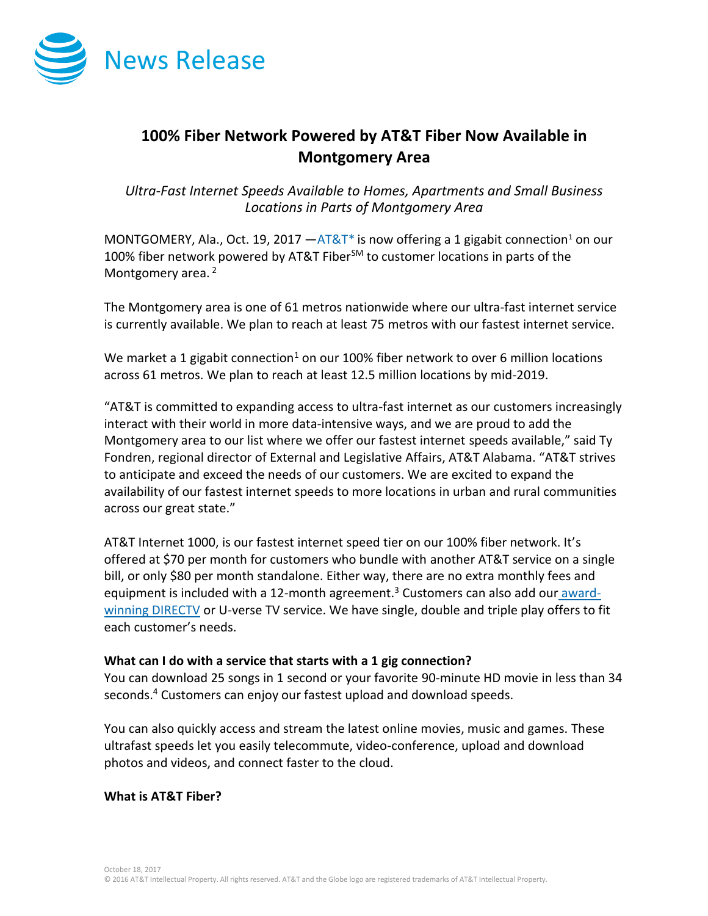News Release

# 100% Fiber Network Powered by AT&T Fiber Now Available in Montgomery Area

*Ultra-Fast Internet Speeds Available to Homes, Apartments and Small Business Locations in Parts of Montgomery Area*

MONTGOMERY, Ala., Oct. 19, 2017 —AT&T* is now offering a 1 gigabit connection[1] on our 100% fiber network powered by AT&T Fiber℠ to customer locations in parts of the Montgomery area. [2]

The Montgomery area is one of 61 metros nationwide where our ultra-fast internet service is currently available. We plan to reach at least 75 metros with our fastest internet service.

We market a 1 gigabit connection[1] on our 100% fiber network to over 6 million locations across 61 metros. We plan to reach at least 12.5 million locations by mid-2019.

"AT&T is committed to expanding access to ultra-fast internet as our customers increasingly interact with their world in more data-intensive ways, and we are proud to add the Montgomery area to our list where we offer our fastest internet speeds available," said Ty Fondren, regional director of External and Legislative Affairs, AT&T Alabama. "AT&T strives to anticipate and exceed the needs of our customers. We are excited to expand the availability of our fastest internet speeds to more locations in urban and rural communities across our great state."

AT&T Internet 1000, is our fastest internet speed tier on our 100% fiber network. It's offered at $70 per month for customers who bundle with another AT&T service on a single bill, or only $80 per month standalone. Either way, there are no extra monthly fees and equipment is included with a 12-month agreement.[3] Customers can also add our award-winning DIRECTV or U-verse TV service. We have single, double and triple play offers to fit each customer's needs.

**What can I do with a service that starts with a 1 gig connection?**
You can download 25 songs in 1 second or your favorite 90-minute HD movie in less than 34 seconds.[4] Customers can enjoy our fastest upload and download speeds.

You can also quickly access and stream the latest online movies, music and games. These ultrafast speeds let you easily telecommute, video-conference, upload and download photos and videos, and connect faster to the cloud.

**What is AT&T Fiber?**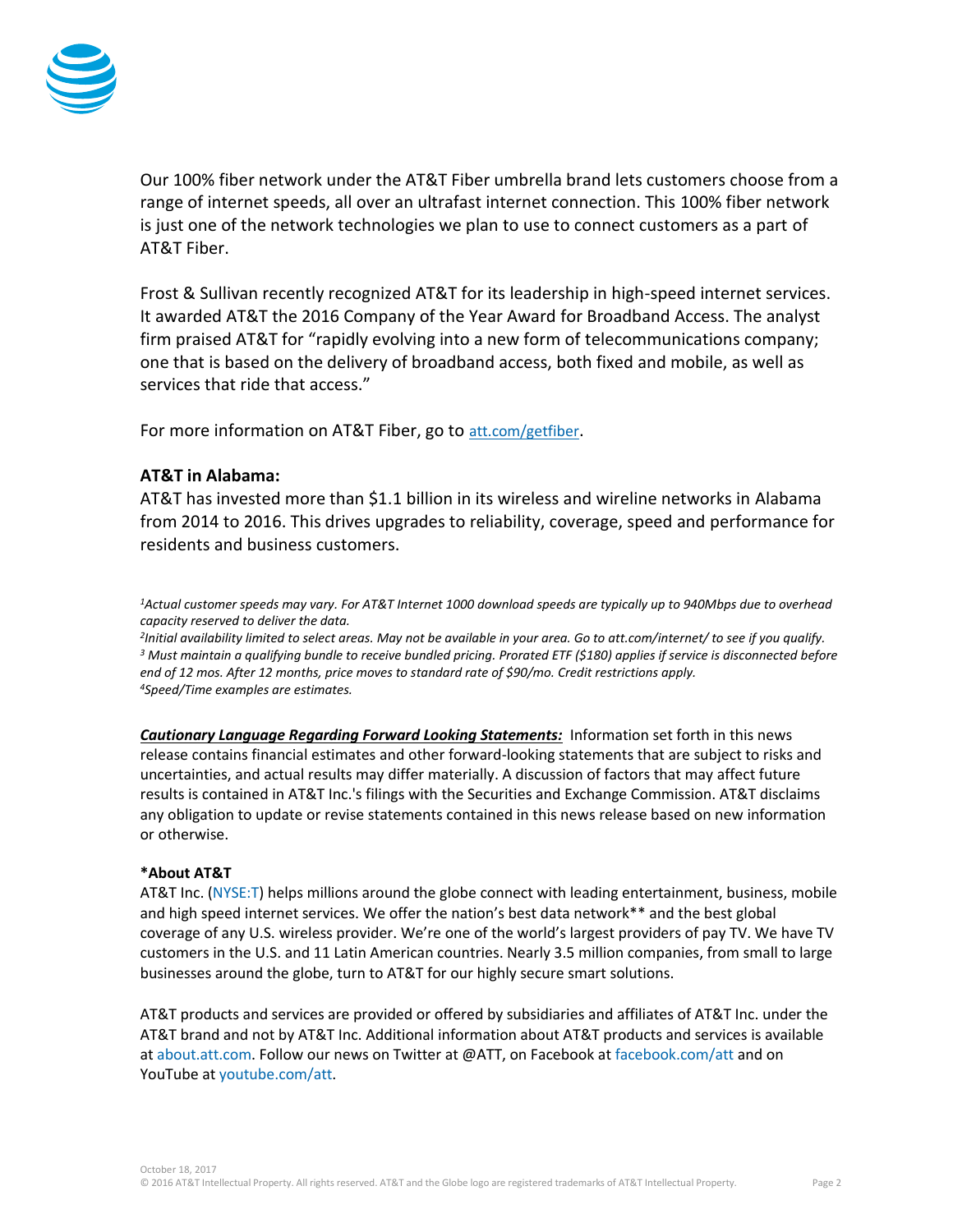Our 100% fiber network under the AT&T Fiber umbrella brand lets customers choose from a range of internet speeds, all over an ultrafast internet connection. This 100% fiber network is just one of the network technologies we plan to use to connect customers as a part of AT&T Fiber.

Frost & Sullivan recently recognized AT&T for its leadership in high-speed internet services. It awarded AT&T the 2016 Company of the Year Award for Broadband Access. The analyst firm praised AT&T for "rapidly evolving into a new form of telecommunications company; one that is based on the delivery of broadband access, both fixed and mobile, as well as services that ride that access."

For more information on AT&T Fiber, go to att.com/getfiber.

**AT&T in Alabama:**

AT&T has invested more than $1.1 billion in its wireless and wireline networks in Alabama from 2014 to 2016. This drives upgrades to reliability, coverage, speed and performance for residents and business customers.

*[1]Actual customer speeds may vary. For AT&T Internet 1000 download speeds are typically up to 940Mbps due to overhead capacity reserved to deliver the data.*
*[2]Initial availability limited to select areas. May not be available in your area. Go to att.com/internet/ to see if you qualify.*
*[3] Must maintain a qualifying bundle to receive bundled pricing. Prorated ETF ($180) applies if service is disconnected before end of 12 mos. After 12 months, price moves to standard rate of $90/mo. Credit restrictions apply.*
*[4]Speed/Time examples are estimates.*

***Cautionary Language Regarding Forward Looking Statements:*** Information set forth in this news release contains financial estimates and other forward-looking statements that are subject to risks and uncertainties, and actual results may differ materially. A discussion of factors that may affect future results is contained in AT&T Inc.'s filings with the Securities and Exchange Commission. AT&T disclaims any obligation to update or revise statements contained in this news release based on new information or otherwise.

**\*About AT&T**

AT&T Inc. (NYSE:T) helps millions around the globe connect with leading entertainment, business, mobile and high speed internet services. We offer the nation's best data network** and the best global coverage of any U.S. wireless provider. We're one of the world's largest providers of pay TV. We have TV customers in the U.S. and 11 Latin American countries. Nearly 3.5 million companies, from small to large businesses around the globe, turn to AT&T for our highly secure smart solutions.

AT&T products and services are provided or offered by subsidiaries and affiliates of AT&T Inc. under the AT&T brand and not by AT&T Inc. Additional information about AT&T products and services is available at about.att.com. Follow our news on Twitter at @ATT, on Facebook at facebook.com/att and on YouTube at youtube.com/att.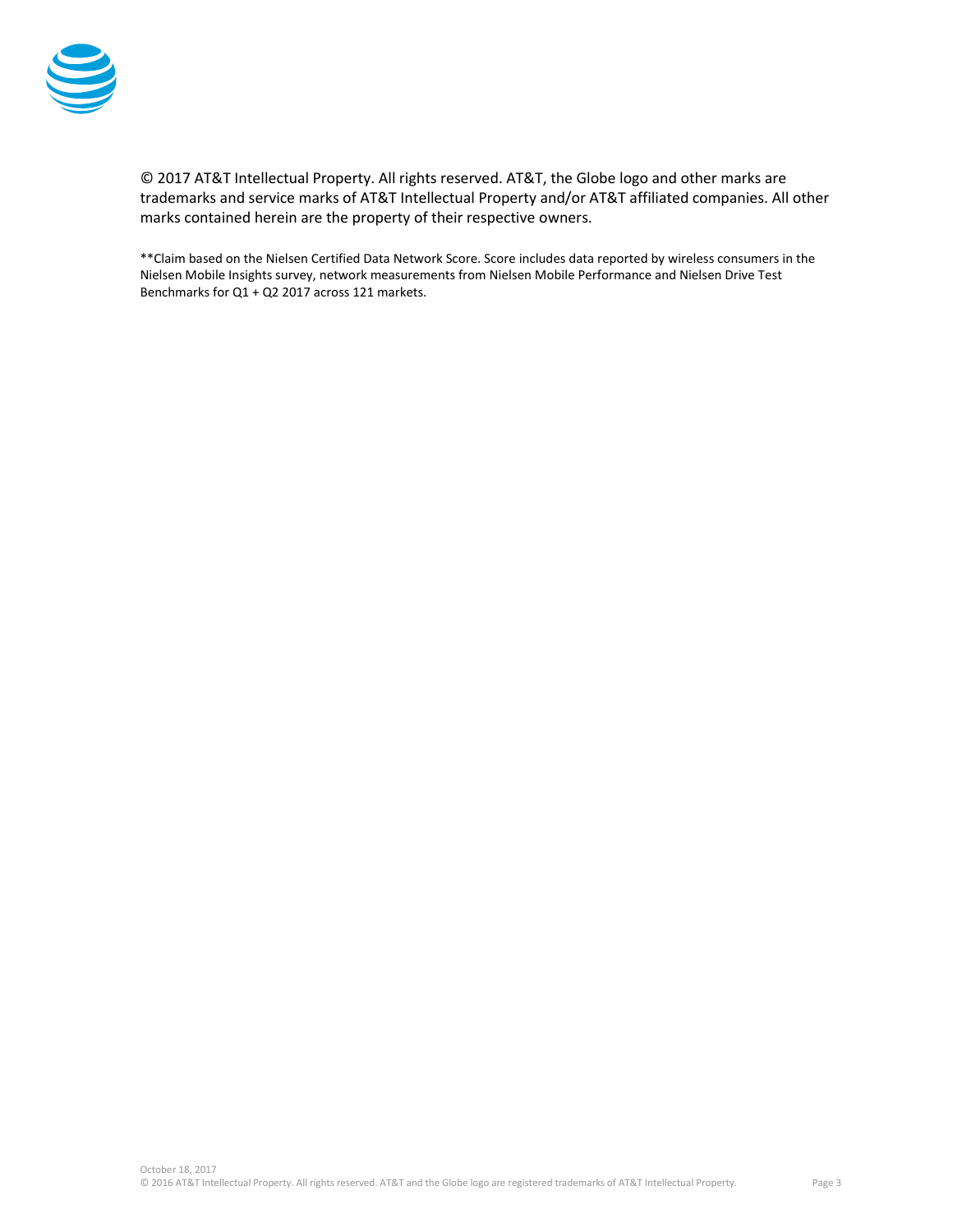© 2017 AT&T Intellectual Property. All rights reserved. AT&T, the Globe logo and other marks are trademarks and service marks of AT&T Intellectual Property and/or AT&T affiliated companies. All other marks contained herein are the property of their respective owners.

**Claim based on the Nielsen Certified Data Network Score. Score includes data reported by wireless consumers in the Nielsen Mobile Insights survey, network measurements from Nielsen Mobile Performance and Nielsen Drive Test Benchmarks for Q1 + Q2 2017 across 121 markets.